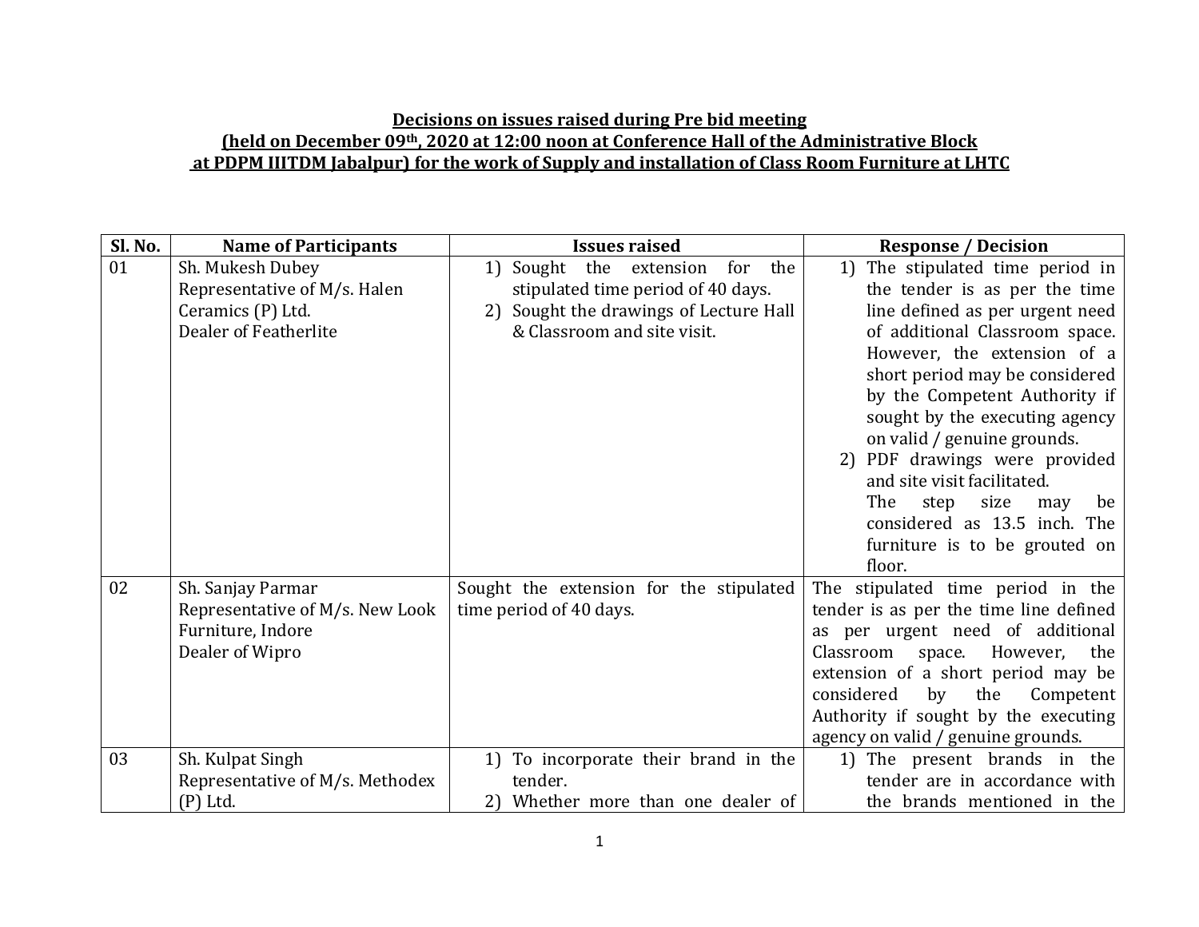**Decisions on issues raised during Pre bid meeting**
**(held on December 09th, 2020 at 12:00 noon at Conference Hall of the Administrative Block at PDPM IIITDM Jabalpur) for the work of Supply and installation of Class Room Furniture at LHTC**

| Sl. No. | Name of Participants | Issues raised | Response / Decision |
|---|---|---|---|
| 01 | Sh. Mukesh Dubey<br>Representative of M/s. Halen Ceramics (P) Ltd.<br>Dealer of Featherlite | 1) Sought the extension for the stipulated time period of 40 days.<br>2) Sought the drawings of Lecture Hall & Classroom and site visit. | 1) The stipulated time period in the tender is as per the time line defined as per urgent need of additional Classroom space. However, the extension of a short period may be considered by the Competent Authority if sought by the executing agency on valid / genuine grounds.<br>2) PDF drawings were provided and site visit facilitated.<br>The step size may be considered as 13.5 inch. The furniture is to be grouted on floor. |
| 02 | Sh. Sanjay Parmar<br>Representative of M/s. New Look Furniture, Indore<br>Dealer of Wipro | Sought the extension for the stipulated time period of 40 days. | The stipulated time period in the tender is as per the time line defined as per urgent need of additional Classroom space. However, the extension of a short period may be considered by the Competent Authority if sought by the executing agency on valid / genuine grounds. |
| 03 | Sh. Kulpat Singh<br>Representative of M/s. Methodex (P) Ltd. | 1) To incorporate their brand in the tender.<br>2) Whether more than one dealer of | 1) The present brands in the tender are in accordance with the brands mentioned in the |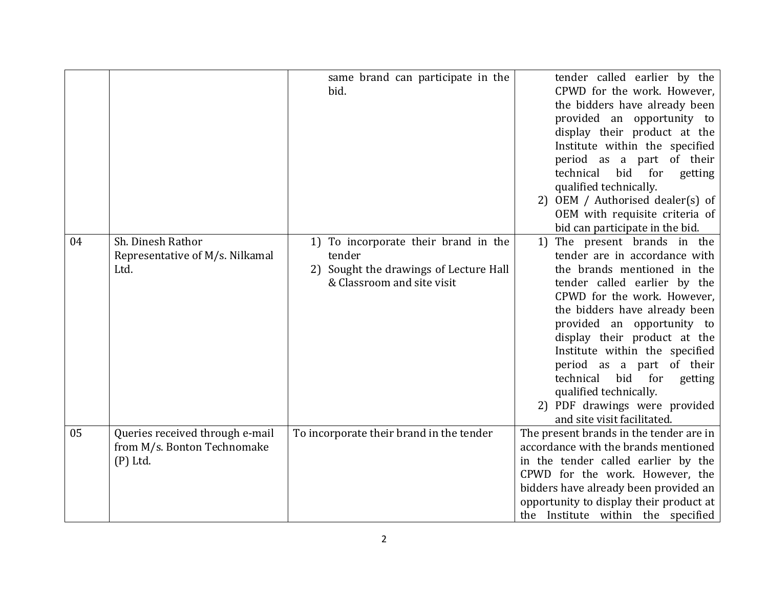| | | | |
|---|---|---|---|
| | | same brand can participate in the bid. | tender called earlier by the CPWD for the work. However, the bidders have already been provided an opportunity to display their product at the Institute within the specified period as a part of their technical bid for getting qualified technically.<br>2) OEM / Authorised dealer(s) of OEM with requisite criteria of bid can participate in the bid. |
| 04 | Sh. Dinesh Rathor Representative of M/s. Nilkamal Ltd. | 1) To incorporate their brand in the tender<br>2) Sought the drawings of Lecture Hall & Classroom and site visit | 1) The present brands in the tender are in accordance with the brands mentioned in the tender called earlier by the CPWD for the work. However, the bidders have already been provided an opportunity to display their product at the Institute within the specified period as a part of their technical bid for getting qualified technically.<br>2) PDF drawings were provided and site visit facilitated. |
| 05 | Queries received through e-mail from M/s. Bonton Technomake (P) Ltd. | To incorporate their brand in the tender | The present brands in the tender are in accordance with the brands mentioned in the tender called earlier by the CPWD for the work. However, the bidders have already been provided an opportunity to display their product at the Institute within the specified |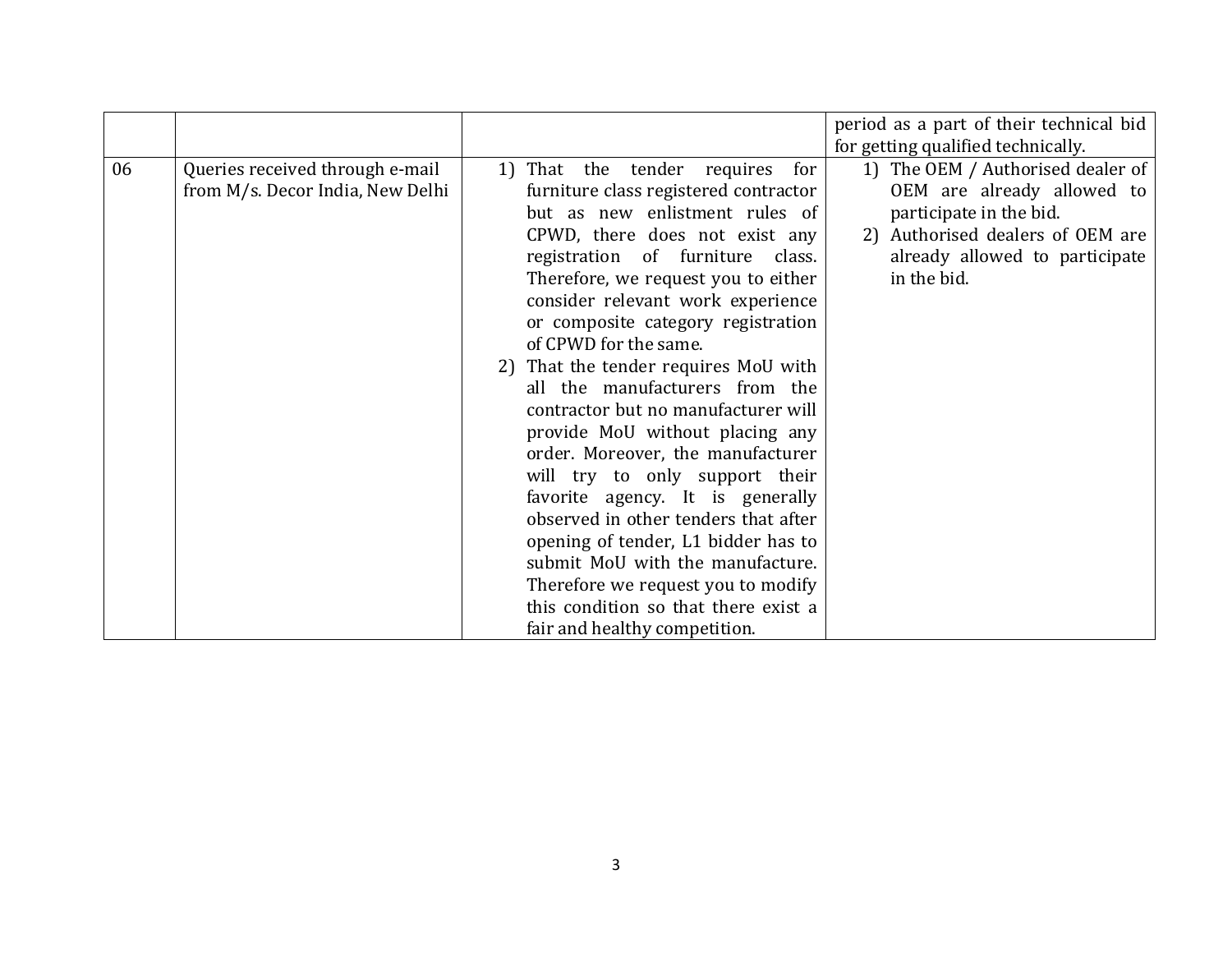| | | | |
|---|---|---|---|
| | | | period as a part of their technical bid for getting qualified technically. |
| 06 | Queries received through e-mail from M/s. Decor India, New Delhi | 1) That the tender requires for furniture class registered contractor but as new enlistment rules of CPWD, there does not exist any registration of furniture class. Therefore, we request you to either consider relevant work experience or composite category registration of CPWD for the same.<br>2) That the tender requires MoU with all the manufacturers from the contractor but no manufacturer will provide MoU without placing any order. Moreover, the manufacturer will try to only support their favorite agency. It is generally observed in other tenders that after opening of tender, L1 bidder has to submit MoU with the manufacture. Therefore we request you to modify this condition so that there exist a fair and healthy competition. | 1) The OEM / Authorised dealer of OEM are already allowed to participate in the bid.<br>2) Authorised dealers of OEM are already allowed to participate in the bid. |